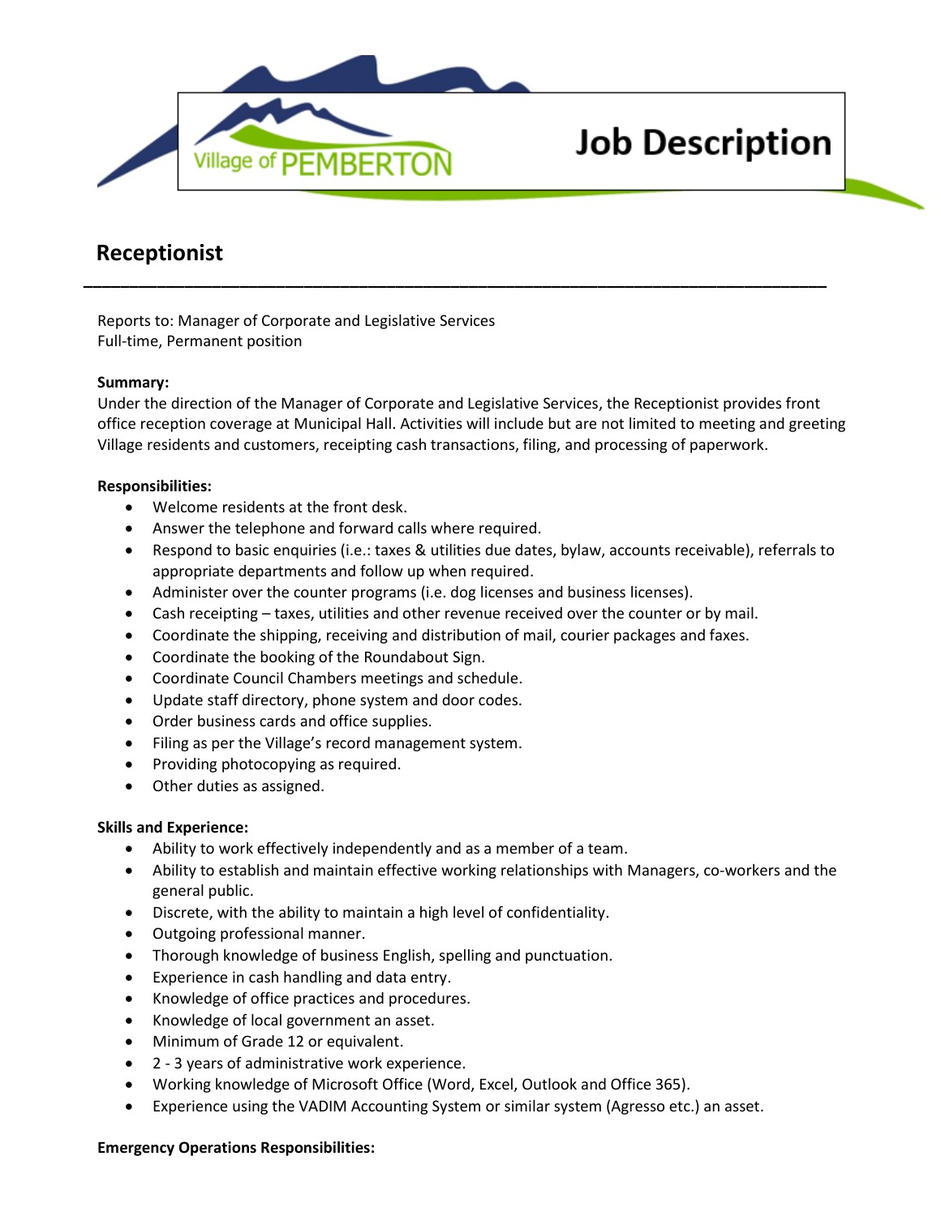Village of PEMBERTON

# Job Description

## Receptionist

---

Reports to: Manager of Corporate and Legislative Services
Full-time, Permanent position

**Summary:**
Under the direction of the Manager of Corporate and Legislative Services, the Receptionist provides front office reception coverage at Municipal Hall. Activities will include but are not limited to meeting and greeting Village residents and customers, receipting cash transactions, filing, and processing of paperwork.

**Responsibilities:**

- Welcome residents at the front desk.
- Answer the telephone and forward calls where required.
- Respond to basic enquiries (i.e.: taxes & utilities due dates, bylaw, accounts receivable), referrals to appropriate departments and follow up when required.
- Administer over the counter programs (i.e. dog licenses and business licenses).
- Cash receipting – taxes, utilities and other revenue received over the counter or by mail.
- Coordinate the shipping, receiving and distribution of mail, courier packages and faxes.
- Coordinate the booking of the Roundabout Sign.
- Coordinate Council Chambers meetings and schedule.
- Update staff directory, phone system and door codes.
- Order business cards and office supplies.
- Filing as per the Village's record management system.
- Providing photocopying as required.
- Other duties as assigned.

**Skills and Experience:**

- Ability to work effectively independently and as a member of a team.
- Ability to establish and maintain effective working relationships with Managers, co-workers and the general public.
- Discrete, with the ability to maintain a high level of confidentiality.
- Outgoing professional manner.
- Thorough knowledge of business English, spelling and punctuation.
- Experience in cash handling and data entry.
- Knowledge of office practices and procedures.
- Knowledge of local government an asset.
- Minimum of Grade 12 or equivalent.
- 2 - 3 years of administrative work experience.
- Working knowledge of Microsoft Office (Word, Excel, Outlook and Office 365).
- Experience using the VADIM Accounting System or similar system (Agresso etc.) an asset.

**Emergency Operations Responsibilities:**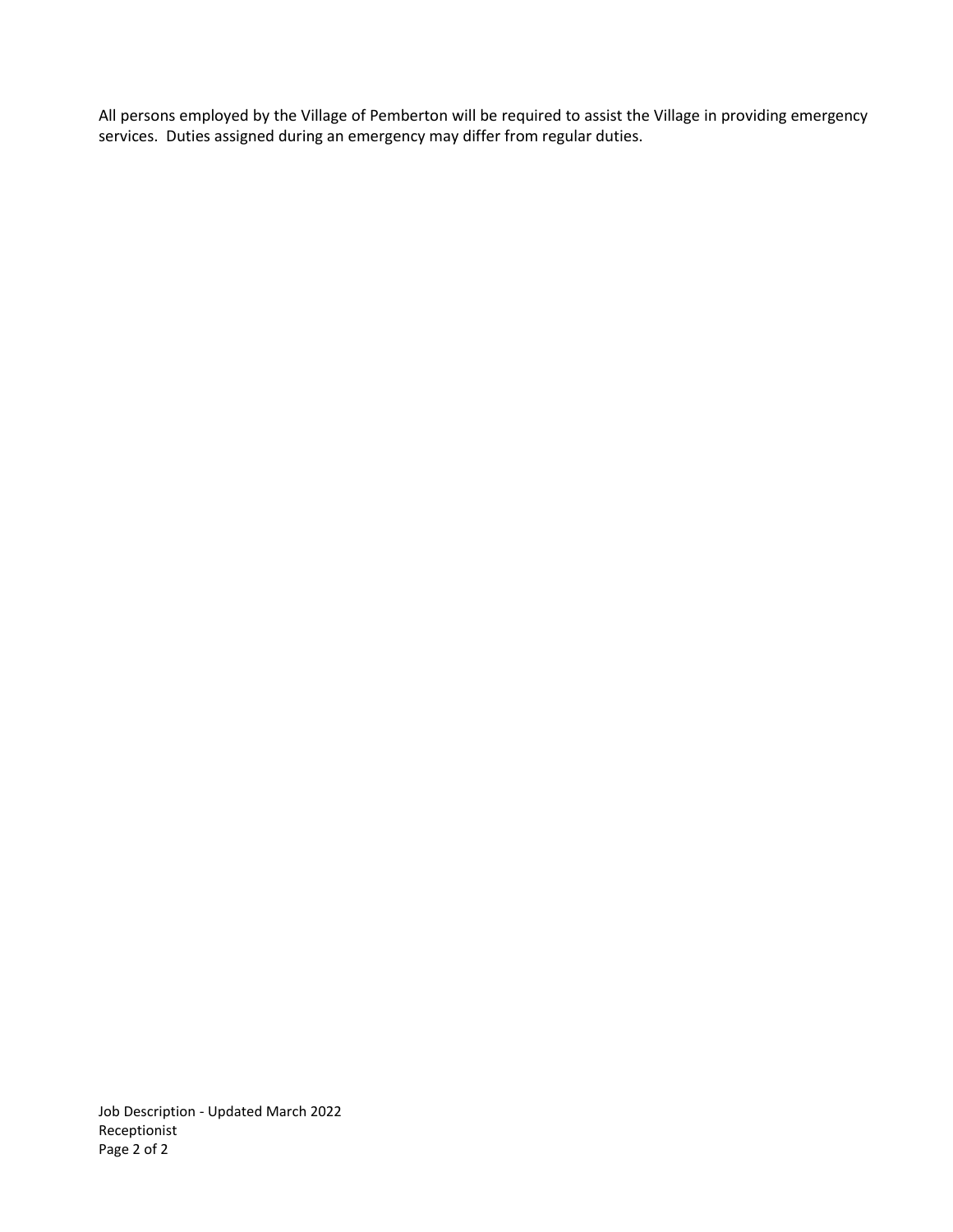All persons employed by the Village of Pemberton will be required to assist the Village in providing emergency services. Duties assigned during an emergency may differ from regular duties.